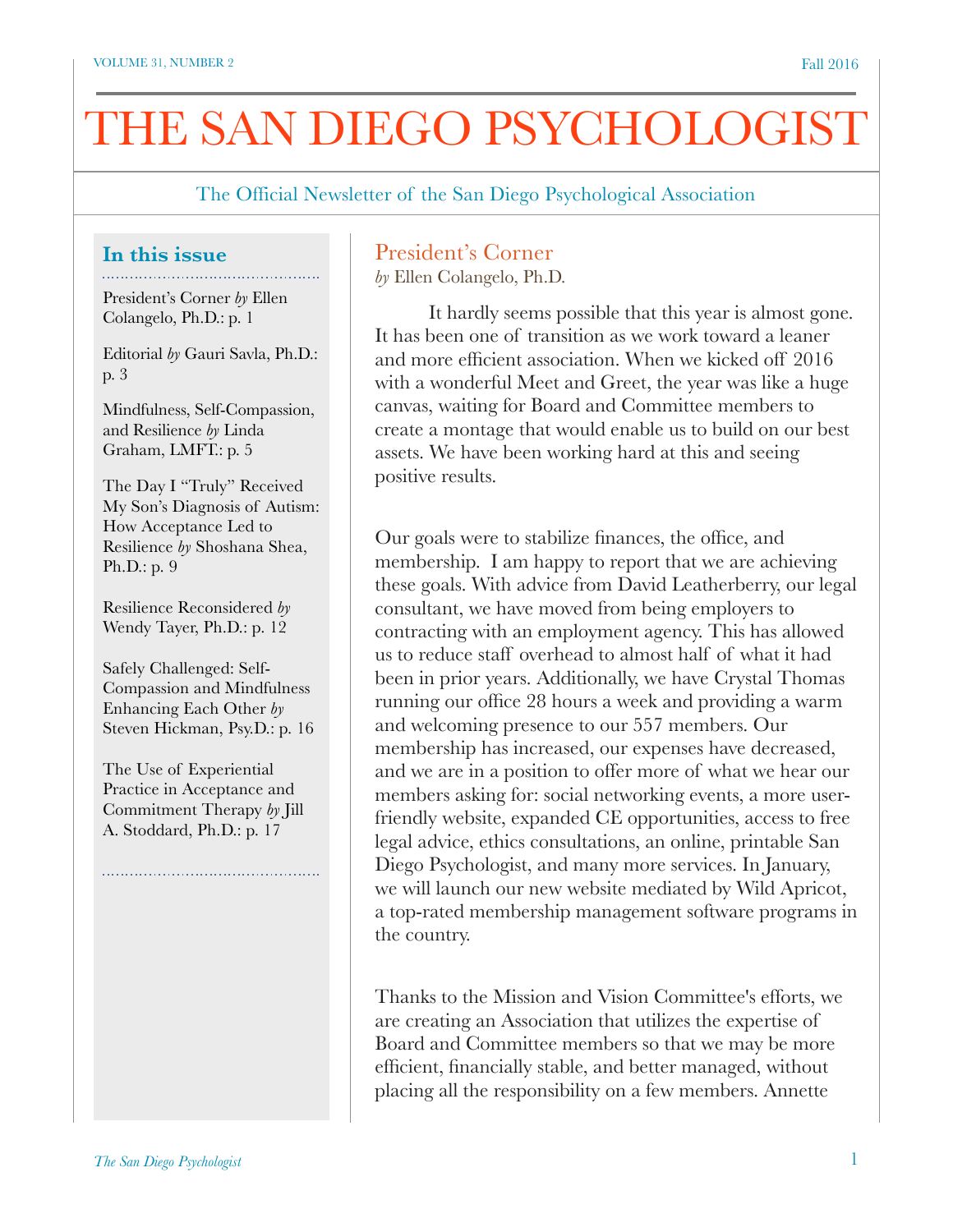# THE SAN DIEGO PSYCHOLOGIST

The Official Newsletter of the San Diego Psychological Association

## In this issue

President's Corner *by* Ellen Colangelo, Ph.D.: p. 1

Editorial *by* Gauri Savla, Ph.D.: p. 3

Mindfulness, Self-Compassion, and Resilience *by* Linda Graham, LMFT.: p. 5

The Day I "Truly" Received My Son's Diagnosis of Autism: How Acceptance Led to Resilience *by* Shoshana Shea, Ph.D.: p. 9

Resilience Reconsidered *by* Wendy Tayer, Ph.D.: p. 12

Safely Challenged: Self-Compassion and Mindfulness Enhancing Each Other *by* Steven Hickman, Psy.D.: p. 16

The Use of Experiential Practice in Acceptance and Commitment Therapy *by* Jill A. Stoddard, Ph.D.: p. 17

## President's Corner

*by* Ellen Colangelo, Ph.D.

It hardly seems possible that this year is almost gone. It has been one of transition as we work toward a leaner and more efficient association. When we kicked off 2016 with a wonderful Meet and Greet, the year was like a huge canvas, waiting for Board and Committee members to create a montage that would enable us to build on our best assets. We have been working hard at this and seeing positive results.

Our goals were to stabilize finances, the office, and membership. I am happy to report that we are achieving these goals. With advice from David Leatherberry, our legal consultant, we have moved from being employers to contracting with an employment agency. This has allowed us to reduce staff overhead to almost half of what it had been in prior years. Additionally, we have Crystal Thomas running our office 28 hours a week and providing a warm and welcoming presence to our 557 members. Our membership has increased, our expenses have decreased, and we are in a position to offer more of what we hear our members asking for: social networking events, a more user-friendly website, expanded CE opportunities, access to free legal advice, ethics consultations, an online, printable San Diego Psychologist, and many more services. In January, we will launch our new website mediated by Wild Apricot, a top-rated membership management software programs in the country.

Thanks to the Mission and Vision Committee's efforts, we are creating an Association that utilizes the expertise of Board and Committee members so that we may be more efficient, financially stable, and better managed, without placing all the responsibility on a few members. Annette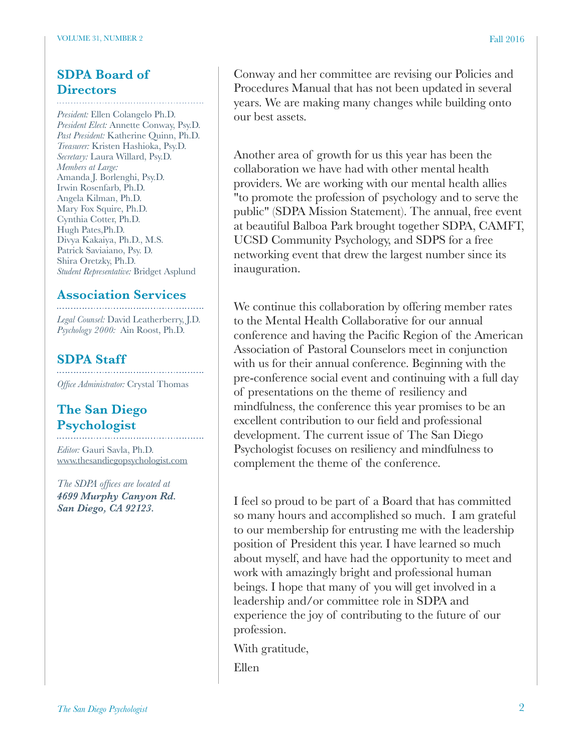## SDPA Board of Directors

*President:* Ellen Colangelo Ph.D.
*President Elect:* Annette Conway, Psy.D.
*Past President:* Katherine Quinn, Ph.D.
*Treasurer:* Kristen Hashioka, Psy.D.
*Secretary:* Laura Willard, Psy.D.
*Members at Large:*
Amanda J. Borlenghi, Psy.D.
Irwin Rosenfarb, Ph.D.
Angela Kilman, Ph.D.
Mary Fox Squire, Ph.D.
Cynthia Cotter, Ph.D.
Hugh Pates,Ph.D.
Divya Kakaiya, Ph.D., M.S.
Patrick Saviaiano, Psy. D.
Shira Oretzky, Ph.D.
*Student Representative:* Bridget Asplund

## Association Services

*Legal Counsel:* David Leatherberry, J.D.
*Psychology 2000:* Ain Roost, Ph.D.

## SDPA Staff

*Office Administrator:* Crystal Thomas

## The San Diego Psychologist

*Editor:* Gauri Savla, Ph.D.
www.thesandiegopsychologist.com

*The SDPA offices are located at*
***4699 Murphy Canyon Rd. San Diego, CA 92123.***

Conway and her committee are revising our Policies and Procedures Manual that has not been updated in several years. We are making many changes while building onto our best assets.

Another area of growth for us this year has been the collaboration we have had with other mental health providers. We are working with our mental health allies "to promote the profession of psychology and to serve the public" (SDPA Mission Statement). The annual, free event at beautiful Balboa Park brought together SDPA, CAMFT, UCSD Community Psychology, and SDPS for a free networking event that drew the largest number since its inauguration.

We continue this collaboration by offering member rates to the Mental Health Collaborative for our annual conference and having the Pacific Region of the American Association of Pastoral Counselors meet in conjunction with us for their annual conference. Beginning with the pre-conference social event and continuing with a full day of presentations on the theme of resiliency and mindfulness, the conference this year promises to be an excellent contribution to our field and professional development. The current issue of The San Diego Psychologist focuses on resiliency and mindfulness to complement the theme of the conference.

I feel so proud to be part of a Board that has committed so many hours and accomplished so much. I am grateful to our membership for entrusting me with the leadership position of President this year. I have learned so much about myself, and have had the opportunity to meet and work with amazingly bright and professional human beings. I hope that many of you will get involved in a leadership and/or committee role in SDPA and experience the joy of contributing to the future of our profession.

With gratitude,

Ellen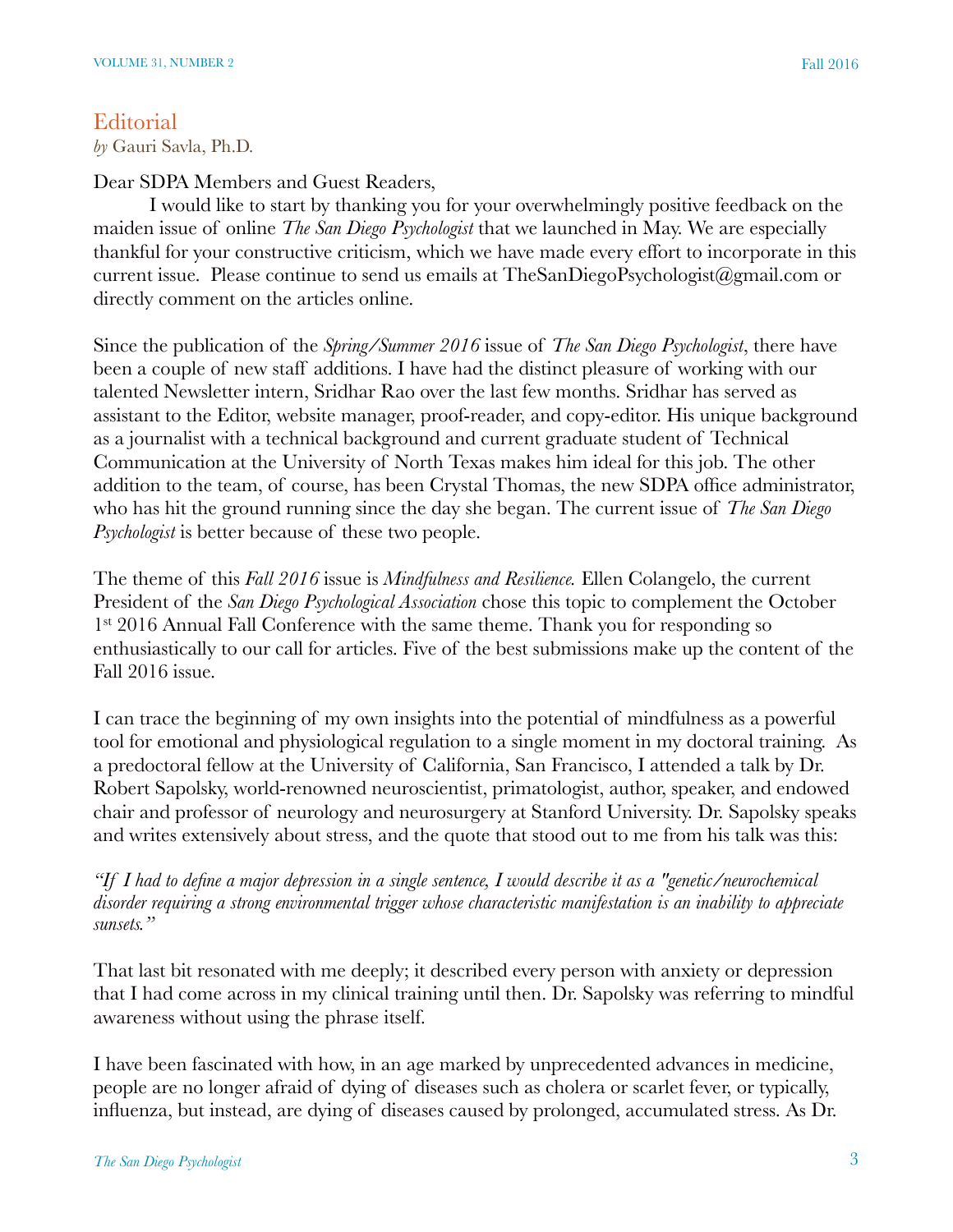## Editorial

*by* Gauri Savla, Ph.D.

Dear SDPA Members and Guest Readers,

I would like to start by thanking you for your overwhelmingly positive feedback on the maiden issue of online *The San Diego Psychologist* that we launched in May. We are especially thankful for your constructive criticism, which we have made every effort to incorporate in this current issue. Please continue to send us emails at TheSanDiegoPsychologist@gmail.com or directly comment on the articles online.

Since the publication of the *Spring/Summer 2016* issue of *The San Diego Psychologist*, there have been a couple of new staff additions. I have had the distinct pleasure of working with our talented Newsletter intern, Sridhar Rao over the last few months. Sridhar has served as assistant to the Editor, website manager, proof-reader, and copy-editor. His unique background as a journalist with a technical background and current graduate student of Technical Communication at the University of North Texas makes him ideal for this job. The other addition to the team, of course, has been Crystal Thomas, the new SDPA office administrator, who has hit the ground running since the day she began. The current issue of *The San Diego Psychologist* is better because of these two people.

The theme of this *Fall 2016* issue is *Mindfulness and Resilience.* Ellen Colangelo, the current President of the *San Diego Psychological Association* chose this topic to complement the October 1st 2016 Annual Fall Conference with the same theme. Thank you for responding so enthusiastically to our call for articles. Five of the best submissions make up the content of the Fall 2016 issue.

I can trace the beginning of my own insights into the potential of mindfulness as a powerful tool for emotional and physiological regulation to a single moment in my doctoral training. As a predoctoral fellow at the University of California, San Francisco, I attended a talk by Dr. Robert Sapolsky, world-renowned neuroscientist, primatologist, author, speaker, and endowed chair and professor of neurology and neurosurgery at Stanford University. Dr. Sapolsky speaks and writes extensively about stress, and the quote that stood out to me from his talk was this:

*"If I had to define a major depression in a single sentence, I would describe it as a "genetic/neurochemical disorder requiring a strong environmental trigger whose characteristic manifestation is an inability to appreciate sunsets."*

That last bit resonated with me deeply; it described every person with anxiety or depression that I had come across in my clinical training until then. Dr. Sapolsky was referring to mindful awareness without using the phrase itself.

I have been fascinated with how, in an age marked by unprecedented advances in medicine, people are no longer afraid of dying of diseases such as cholera or scarlet fever, or typically, influenza, but instead, are dying of diseases caused by prolonged, accumulated stress. As Dr.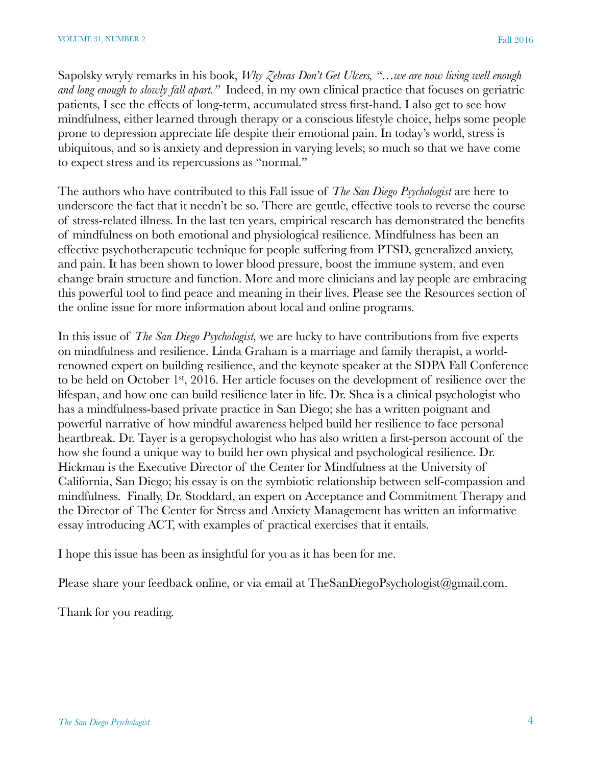Sapolsky wryly remarks in his book, *Why Zebras Don't Get Ulcers, "…we are now living well enough and long enough to slowly fall apart."* Indeed, in my own clinical practice that focuses on geriatric patients, I see the effects of long-term, accumulated stress first-hand. I also get to see how mindfulness, either learned through therapy or a conscious lifestyle choice, helps some people prone to depression appreciate life despite their emotional pain. In today's world, stress is ubiquitous, and so is anxiety and depression in varying levels; so much so that we have come to expect stress and its repercussions as "normal."

The authors who have contributed to this Fall issue of *The San Diego Psychologist* are here to underscore the fact that it needn't be so. There are gentle, effective tools to reverse the course of stress-related illness. In the last ten years, empirical research has demonstrated the benefits of mindfulness on both emotional and physiological resilience. Mindfulness has been an effective psychotherapeutic technique for people suffering from PTSD, generalized anxiety, and pain. It has been shown to lower blood pressure, boost the immune system, and even change brain structure and function. More and more clinicians and lay people are embracing this powerful tool to find peace and meaning in their lives. Please see the Resources section of the online issue for more information about local and online programs.

In this issue of *The San Diego Psychologist,* we are lucky to have contributions from five experts on mindfulness and resilience. Linda Graham is a marriage and family therapist, a world-renowned expert on building resilience, and the keynote speaker at the SDPA Fall Conference to be held on October 1st, 2016. Her article focuses on the development of resilience over the lifespan, and how one can build resilience later in life. Dr. Shea is a clinical psychologist who has a mindfulness-based private practice in San Diego; she has a written poignant and powerful narrative of how mindful awareness helped build her resilience to face personal heartbreak. Dr. Tayer is a geropsychologist who has also written a first-person account of the how she found a unique way to build her own physical and psychological resilience. Dr. Hickman is the Executive Director of the Center for Mindfulness at the University of California, San Diego; his essay is on the symbiotic relationship between self-compassion and mindfulness. Finally, Dr. Stoddard, an expert on Acceptance and Commitment Therapy and the Director of The Center for Stress and Anxiety Management has written an informative essay introducing ACT, with examples of practical exercises that it entails.

I hope this issue has been as insightful for you as it has been for me.

Please share your feedback online, or via email at TheSanDiegoPsychologist@gmail.com.

Thank for you reading.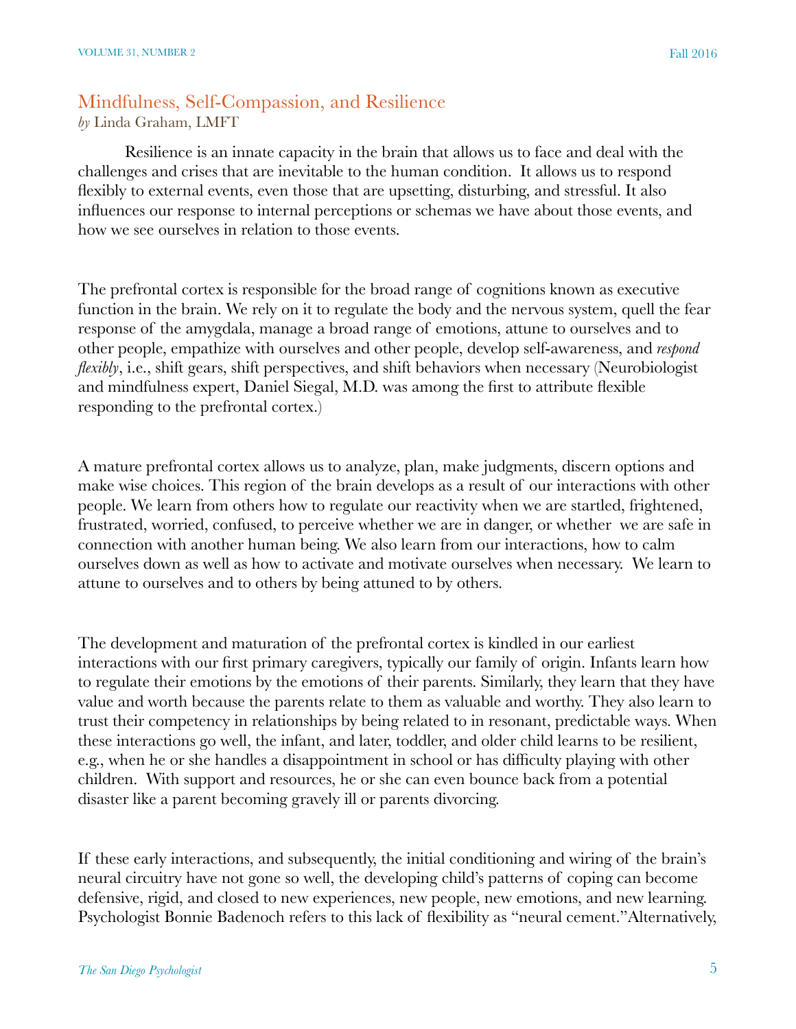## Mindfulness, Self-Compassion, and Resilience

*by* Linda Graham, LMFT

Resilience is an innate capacity in the brain that allows us to face and deal with the challenges and crises that are inevitable to the human condition. It allows us to respond flexibly to external events, even those that are upsetting, disturbing, and stressful. It also influences our response to internal perceptions or schemas we have about those events, and how we see ourselves in relation to those events.

The prefrontal cortex is responsible for the broad range of cognitions known as executive function in the brain. We rely on it to regulate the body and the nervous system, quell the fear response of the amygdala, manage a broad range of emotions, attune to ourselves and to other people, empathize with ourselves and other people, develop self-awareness, and *respond flexibly*, i.e., shift gears, shift perspectives, and shift behaviors when necessary (Neurobiologist and mindfulness expert, Daniel Siegal, M.D. was among the first to attribute flexible responding to the prefrontal cortex.)

A mature prefrontal cortex allows us to analyze, plan, make judgments, discern options and make wise choices. This region of the brain develops as a result of our interactions with other people. We learn from others how to regulate our reactivity when we are startled, frightened, frustrated, worried, confused, to perceive whether we are in danger, or whether we are safe in connection with another human being. We also learn from our interactions, how to calm ourselves down as well as how to activate and motivate ourselves when necessary. We learn to attune to ourselves and to others by being attuned to by others.

The development and maturation of the prefrontal cortex is kindled in our earliest interactions with our first primary caregivers, typically our family of origin. Infants learn how to regulate their emotions by the emotions of their parents. Similarly, they learn that they have value and worth because the parents relate to them as valuable and worthy. They also learn to trust their competency in relationships by being related to in resonant, predictable ways. When these interactions go well, the infant, and later, toddler, and older child learns to be resilient, e.g., when he or she handles a disappointment in school or has difficulty playing with other children. With support and resources, he or she can even bounce back from a potential disaster like a parent becoming gravely ill or parents divorcing.

If these early interactions, and subsequently, the initial conditioning and wiring of the brain's neural circuitry have not gone so well, the developing child's patterns of coping can become defensive, rigid, and closed to new experiences, new people, new emotions, and new learning. Psychologist Bonnie Badenoch refers to this lack of flexibility as "neural cement."Alternatively,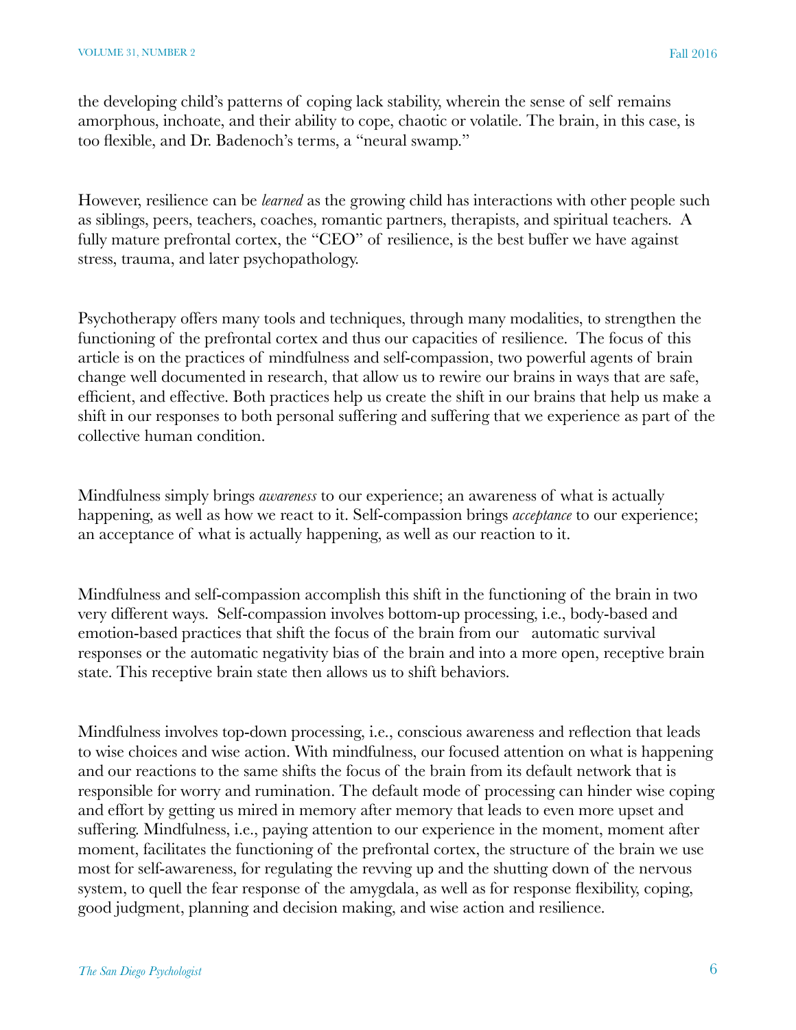the developing child's patterns of coping lack stability, wherein the sense of self remains amorphous, inchoate, and their ability to cope, chaotic or volatile. The brain, in this case, is too flexible, and Dr. Badenoch's terms, a "neural swamp."

However, resilience can be *learned* as the growing child has interactions with other people such as siblings, peers, teachers, coaches, romantic partners, therapists, and spiritual teachers. A fully mature prefrontal cortex, the "CEO" of resilience, is the best buffer we have against stress, trauma, and later psychopathology.

Psychotherapy offers many tools and techniques, through many modalities, to strengthen the functioning of the prefrontal cortex and thus our capacities of resilience. The focus of this article is on the practices of mindfulness and self-compassion, two powerful agents of brain change well documented in research, that allow us to rewire our brains in ways that are safe, efficient, and effective. Both practices help us create the shift in our brains that help us make a shift in our responses to both personal suffering and suffering that we experience as part of the collective human condition.

Mindfulness simply brings *awareness* to our experience; an awareness of what is actually happening, as well as how we react to it. Self-compassion brings *acceptance* to our experience; an acceptance of what is actually happening, as well as our reaction to it.

Mindfulness and self-compassion accomplish this shift in the functioning of the brain in two very different ways. Self-compassion involves bottom-up processing, i.e., body-based and emotion-based practices that shift the focus of the brain from our automatic survival responses or the automatic negativity bias of the brain and into a more open, receptive brain state. This receptive brain state then allows us to shift behaviors.

Mindfulness involves top-down processing, i.e., conscious awareness and reflection that leads to wise choices and wise action. With mindfulness, our focused attention on what is happening and our reactions to the same shifts the focus of the brain from its default network that is responsible for worry and rumination. The default mode of processing can hinder wise coping and effort by getting us mired in memory after memory that leads to even more upset and suffering. Mindfulness, i.e., paying attention to our experience in the moment, moment after moment, facilitates the functioning of the prefrontal cortex, the structure of the brain we use most for self-awareness, for regulating the revving up and the shutting down of the nervous system, to quell the fear response of the amygdala, as well as for response flexibility, coping, good judgment, planning and decision making, and wise action and resilience.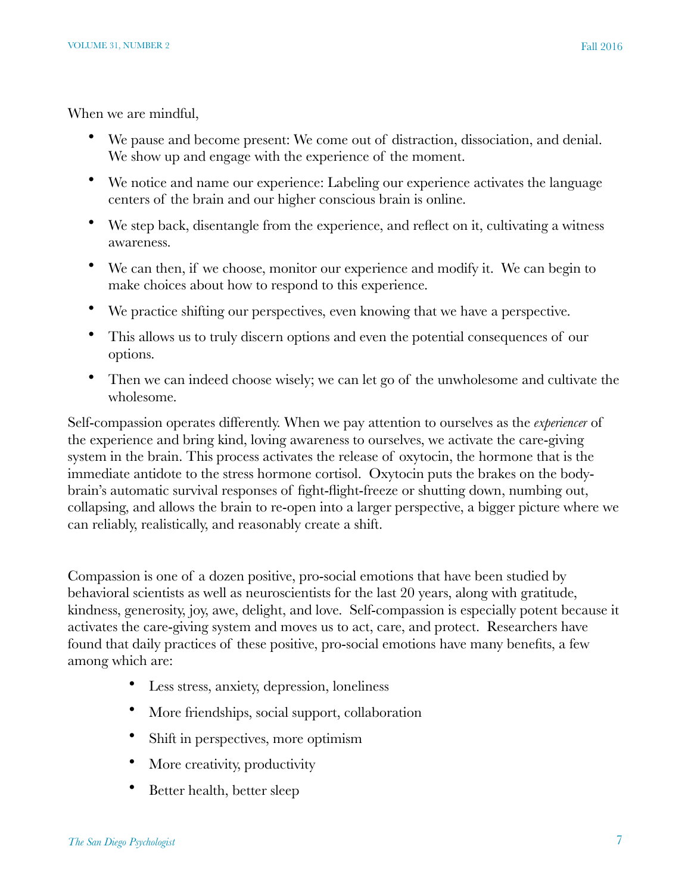When we are mindful,

- We pause and become present: We come out of distraction, dissociation, and denial. We show up and engage with the experience of the moment.
- We notice and name our experience: Labeling our experience activates the language centers of the brain and our higher conscious brain is online.
- We step back, disentangle from the experience, and reflect on it, cultivating a witness awareness.
- We can then, if we choose, monitor our experience and modify it. We can begin to make choices about how to respond to this experience.
- We practice shifting our perspectives, even knowing that we have a perspective.
- This allows us to truly discern options and even the potential consequences of our options.
- Then we can indeed choose wisely; we can let go of the unwholesome and cultivate the wholesome.

Self-compassion operates differently. When we pay attention to ourselves as the *experiencer* of the experience and bring kind, loving awareness to ourselves, we activate the care-giving system in the brain. This process activates the release of oxytocin, the hormone that is the immediate antidote to the stress hormone cortisol. Oxytocin puts the brakes on the body-brain's automatic survival responses of fight-flight-freeze or shutting down, numbing out, collapsing, and allows the brain to re-open into a larger perspective, a bigger picture where we can reliably, realistically, and reasonably create a shift.

Compassion is one of a dozen positive, pro-social emotions that have been studied by behavioral scientists as well as neuroscientists for the last 20 years, along with gratitude, kindness, generosity, joy, awe, delight, and love. Self-compassion is especially potent because it activates the care-giving system and moves us to act, care, and protect. Researchers have found that daily practices of these positive, pro-social emotions have many benefits, a few among which are:

- Less stress, anxiety, depression, loneliness
- More friendships, social support, collaboration
- Shift in perspectives, more optimism
- More creativity, productivity
- Better health, better sleep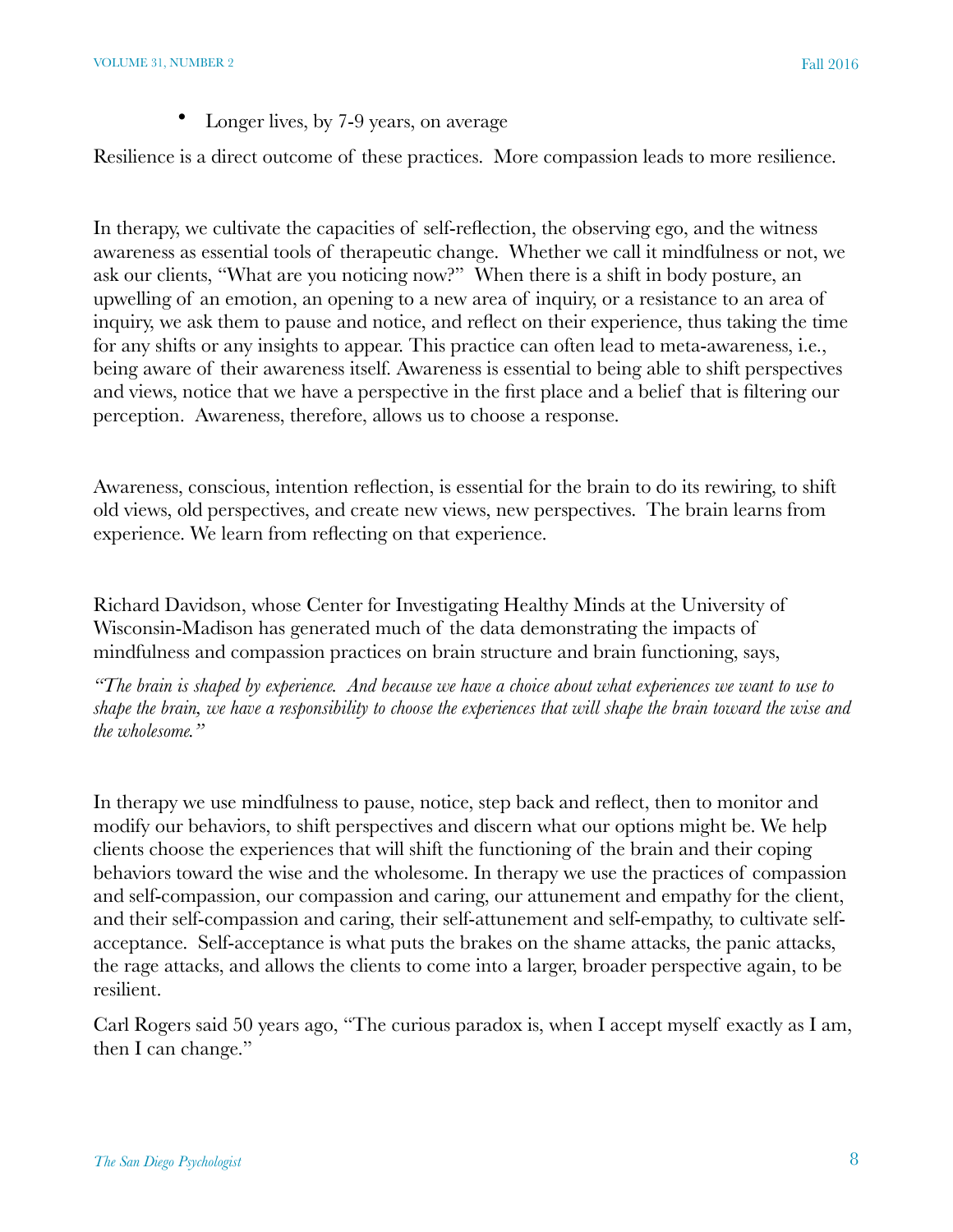- Longer lives, by 7-9 years, on average

Resilience is a direct outcome of these practices. More compassion leads to more resilience.

In therapy, we cultivate the capacities of self-reflection, the observing ego, and the witness awareness as essential tools of therapeutic change. Whether we call it mindfulness or not, we ask our clients, "What are you noticing now?" When there is a shift in body posture, an upwelling of an emotion, an opening to a new area of inquiry, or a resistance to an area of inquiry, we ask them to pause and notice, and reflect on their experience, thus taking the time for any shifts or any insights to appear. This practice can often lead to meta-awareness, i.e., being aware of their awareness itself. Awareness is essential to being able to shift perspectives and views, notice that we have a perspective in the first place and a belief that is filtering our perception. Awareness, therefore, allows us to choose a response.

Awareness, conscious, intention reflection, is essential for the brain to do its rewiring, to shift old views, old perspectives, and create new views, new perspectives. The brain learns from experience. We learn from reflecting on that experience.

Richard Davidson, whose Center for Investigating Healthy Minds at the University of Wisconsin-Madison has generated much of the data demonstrating the impacts of mindfulness and compassion practices on brain structure and brain functioning, says,

*"The brain is shaped by experience. And because we have a choice about what experiences we want to use to shape the brain, we have a responsibility to choose the experiences that will shape the brain toward the wise and the wholesome."*

In therapy we use mindfulness to pause, notice, step back and reflect, then to monitor and modify our behaviors, to shift perspectives and discern what our options might be. We help clients choose the experiences that will shift the functioning of the brain and their coping behaviors toward the wise and the wholesome. In therapy we use the practices of compassion and self-compassion, our compassion and caring, our attunement and empathy for the client, and their self-compassion and caring, their self-attunement and self-empathy, to cultivate self-acceptance. Self-acceptance is what puts the brakes on the shame attacks, the panic attacks, the rage attacks, and allows the clients to come into a larger, broader perspective again, to be resilient.

Carl Rogers said 50 years ago, "The curious paradox is, when I accept myself exactly as I am, then I can change."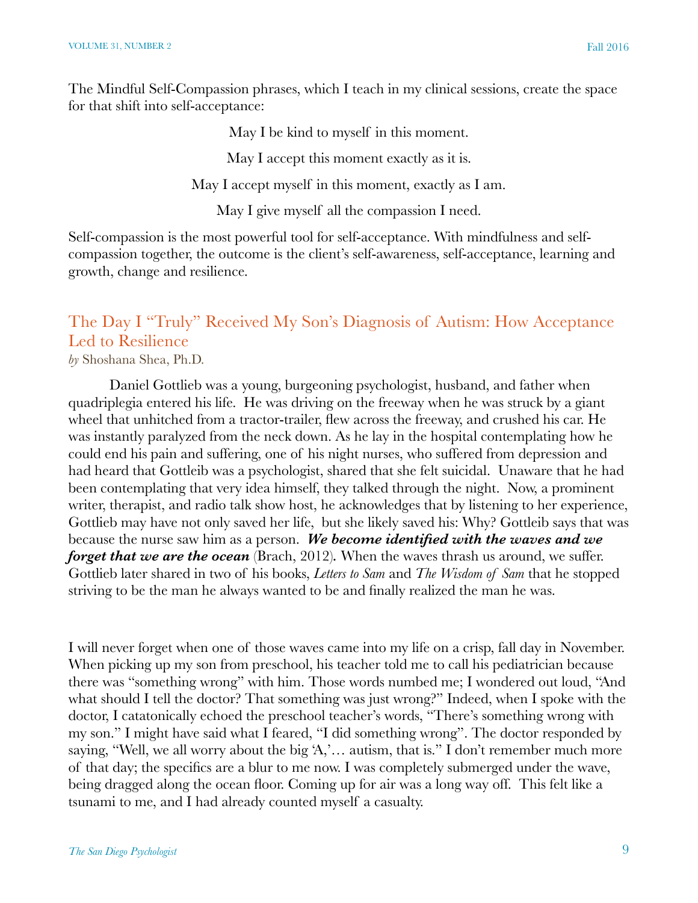The Mindful Self-Compassion phrases, which I teach in my clinical sessions, create the space for that shift into self-acceptance:

May I be kind to myself in this moment.

May I accept this moment exactly as it is.

May I accept myself in this moment, exactly as I am.

May I give myself all the compassion I need.

Self-compassion is the most powerful tool for self-acceptance. With mindfulness and self-compassion together, the outcome is the client's self-awareness, self-acceptance, learning and growth, change and resilience.

## The Day I "Truly" Received My Son's Diagnosis of Autism: How Acceptance Led to Resilience

*by* Shoshana Shea, Ph.D.

Daniel Gottlieb was a young, burgeoning psychologist, husband, and father when quadriplegia entered his life. He was driving on the freeway when he was struck by a giant wheel that unhitched from a tractor-trailer, flew across the freeway, and crushed his car. He was instantly paralyzed from the neck down. As he lay in the hospital contemplating how he could end his pain and suffering, one of his night nurses, who suffered from depression and had heard that Gottlieb was a psychologist, shared that she felt suicidal. Unaware that he had been contemplating that very idea himself, they talked through the night. Now, a prominent writer, therapist, and radio talk show host, he acknowledges that by listening to her experience, Gottlieb may have not only saved her life, but she likely saved his: Why? Gottlieb says that was because the nurse saw him as a person. ***We become identified with the waves and we forget that we are the ocean*** (Brach, 2012). When the waves thrash us around, we suffer. Gottlieb later shared in two of his books, *Letters to Sam* and *The Wisdom of Sam* that he stopped striving to be the man he always wanted to be and finally realized the man he was.

I will never forget when one of those waves came into my life on a crisp, fall day in November. When picking up my son from preschool, his teacher told me to call his pediatrician because there was "something wrong" with him. Those words numbed me; I wondered out loud, "And what should I tell the doctor? That something was just wrong?" Indeed, when I spoke with the doctor, I catatonically echoed the preschool teacher's words, "There's something wrong with my son." I might have said what I feared, "I did something wrong". The doctor responded by saying, "Well, we all worry about the big 'A,'… autism, that is." I don't remember much more of that day; the specifics are a blur to me now. I was completely submerged under the wave, being dragged along the ocean floor. Coming up for air was a long way off. This felt like a tsunami to me, and I had already counted myself a casualty.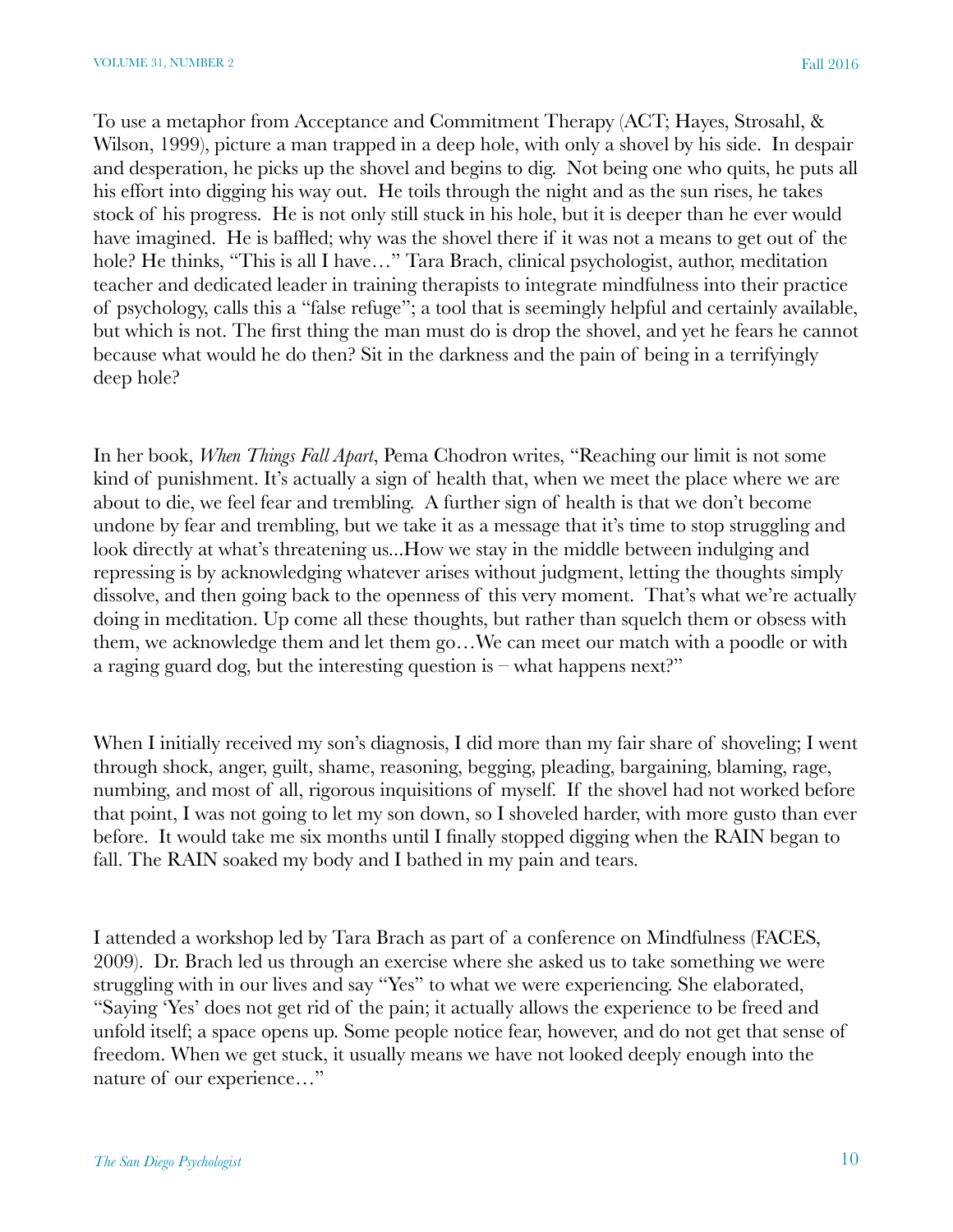To use a metaphor from Acceptance and Commitment Therapy (ACT; Hayes, Strosahl, & Wilson, 1999), picture a man trapped in a deep hole, with only a shovel by his side. In despair and desperation, he picks up the shovel and begins to dig. Not being one who quits, he puts all his effort into digging his way out. He toils through the night and as the sun rises, he takes stock of his progress. He is not only still stuck in his hole, but it is deeper than he ever would have imagined. He is baffled; why was the shovel there if it was not a means to get out of the hole? He thinks, "This is all I have…" Tara Brach, clinical psychologist, author, meditation teacher and dedicated leader in training therapists to integrate mindfulness into their practice of psychology, calls this a "false refuge"; a tool that is seemingly helpful and certainly available, but which is not. The first thing the man must do is drop the shovel, and yet he fears he cannot because what would he do then? Sit in the darkness and the pain of being in a terrifyingly deep hole?

In her book, *When Things Fall Apart*, Pema Chodron writes, "Reaching our limit is not some kind of punishment. It's actually a sign of health that, when we meet the place where we are about to die, we feel fear and trembling. A further sign of health is that we don't become undone by fear and trembling, but we take it as a message that it's time to stop struggling and look directly at what's threatening us...How we stay in the middle between indulging and repressing is by acknowledging whatever arises without judgment, letting the thoughts simply dissolve, and then going back to the openness of this very moment. That's what we're actually doing in meditation. Up come all these thoughts, but rather than squelch them or obsess with them, we acknowledge them and let them go…We can meet our match with a poodle or with a raging guard dog, but the interesting question is – what happens next?"

When I initially received my son's diagnosis, I did more than my fair share of shoveling; I went through shock, anger, guilt, shame, reasoning, begging, pleading, bargaining, blaming, rage, numbing, and most of all, rigorous inquisitions of myself. If the shovel had not worked before that point, I was not going to let my son down, so I shoveled harder, with more gusto than ever before. It would take me six months until I finally stopped digging when the RAIN began to fall. The RAIN soaked my body and I bathed in my pain and tears.

I attended a workshop led by Tara Brach as part of a conference on Mindfulness (FACES, 2009). Dr. Brach led us through an exercise where she asked us to take something we were struggling with in our lives and say "Yes" to what we were experiencing. She elaborated, "Saying 'Yes' does not get rid of the pain; it actually allows the experience to be freed and unfold itself; a space opens up. Some people notice fear, however, and do not get that sense of freedom. When we get stuck, it usually means we have not looked deeply enough into the nature of our experience…"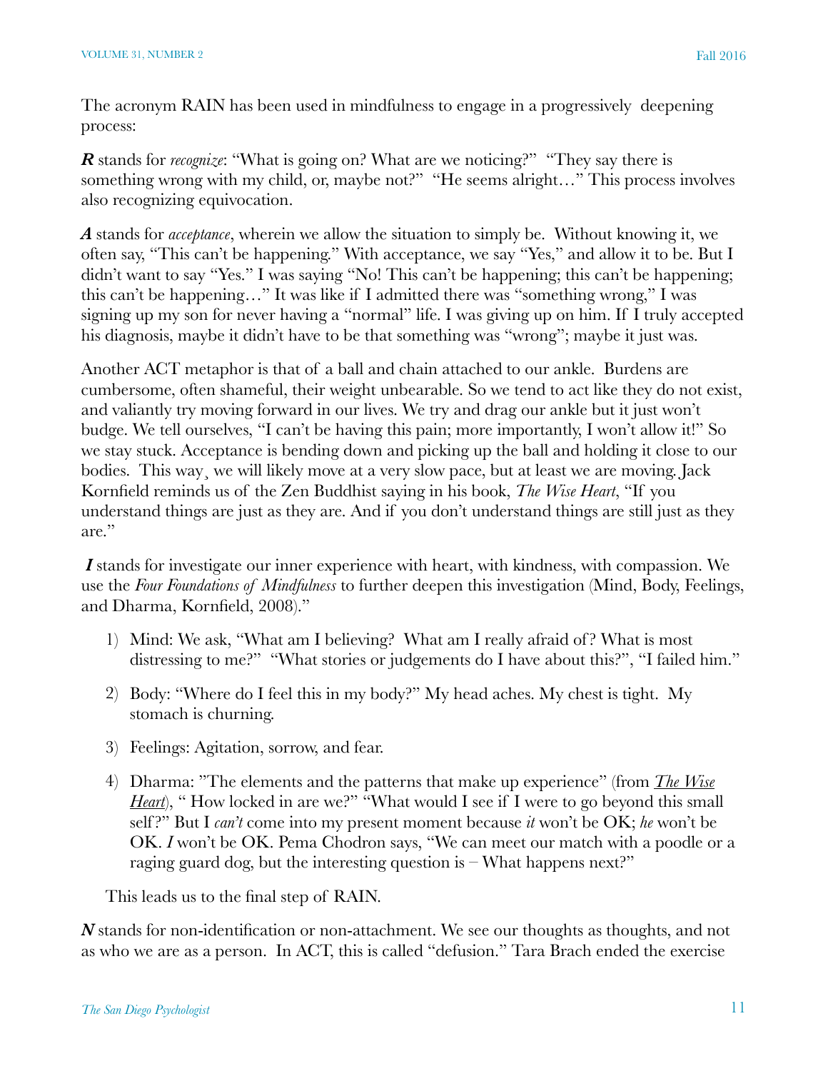The acronym RAIN has been used in mindfulness to engage in a progressively deepening process:

***R*** stands for *recognize*: "What is going on? What are we noticing?" "They say there is something wrong with my child, or, maybe not?" "He seems alright…" This process involves also recognizing equivocation.

***A*** stands for *acceptance*, wherein we allow the situation to simply be. Without knowing it, we often say, "This can't be happening." With acceptance, we say "Yes," and allow it to be. But I didn't want to say "Yes." I was saying "No! This can't be happening; this can't be happening; this can't be happening…" It was like if I admitted there was "something wrong," I was signing up my son for never having a "normal" life. I was giving up on him. If I truly accepted his diagnosis, maybe it didn't have to be that something was "wrong"; maybe it just was.

Another ACT metaphor is that of a ball and chain attached to our ankle. Burdens are cumbersome, often shameful, their weight unbearable. So we tend to act like they do not exist, and valiantly try moving forward in our lives. We try and drag our ankle but it just won't budge. We tell ourselves, "I can't be having this pain; more importantly, I won't allow it!" So we stay stuck. Acceptance is bending down and picking up the ball and holding it close to our bodies. This way¸ we will likely move at a very slow pace, but at least we are moving. Jack Kornfield reminds us of the Zen Buddhist saying in his book, *The Wise Heart*, "If you understand things are just as they are. And if you don't understand things are still just as they are."

***I*** stands for investigate our inner experience with heart, with kindness, with compassion. We use the *Four Foundations of Mindfulness* to further deepen this investigation (Mind, Body, Feelings, and Dharma, Kornfield, 2008)."

1) Mind: We ask, "What am I believing? What am I really afraid of? What is most distressing to me?" "What stories or judgements do I have about this?", "I failed him."
2) Body: "Where do I feel this in my body?" My head aches. My chest is tight. My stomach is churning.
3) Feelings: Agitation, sorrow, and fear.
4) Dharma: "The elements and the patterns that make up experience" (from *The Wise Heart*), " How locked in are we?" "What would I see if I were to go beyond this small self?" But I *can't* come into my present moment because *it* won't be OK; *he* won't be OK. ***I*** won't be OK. Pema Chodron says, "We can meet our match with a poodle or a raging guard dog, but the interesting question is – What happens next?"

This leads us to the final step of RAIN.

***N*** stands for non-identification or non-attachment. We see our thoughts as thoughts, and not as who we are as a person. In ACT, this is called "defusion." Tara Brach ended the exercise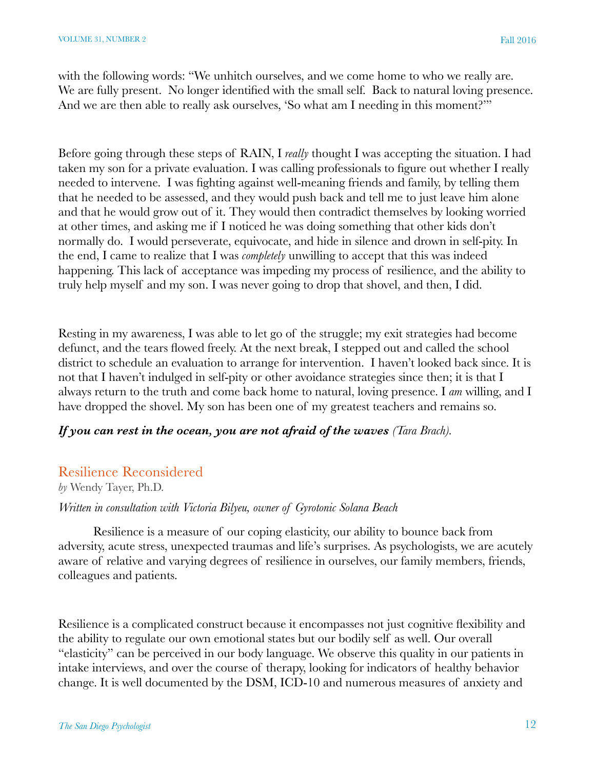with the following words: "We unhitch ourselves, and we come home to who we really are. We are fully present. No longer identified with the small self. Back to natural loving presence. And we are then able to really ask ourselves, 'So what am I needing in this moment?'"

Before going through these steps of RAIN, I *really* thought I was accepting the situation. I had taken my son for a private evaluation. I was calling professionals to figure out whether I really needed to intervene. I was fighting against well-meaning friends and family, by telling them that he needed to be assessed, and they would push back and tell me to just leave him alone and that he would grow out of it. They would then contradict themselves by looking worried at other times, and asking me if I noticed he was doing something that other kids don't normally do. I would perseverate, equivocate, and hide in silence and drown in self-pity. In the end, I came to realize that I was *completely* unwilling to accept that this was indeed happening. This lack of acceptance was impeding my process of resilience, and the ability to truly help myself and my son. I was never going to drop that shovel, and then, I did.

Resting in my awareness, I was able to let go of the struggle; my exit strategies had become defunct, and the tears flowed freely. At the next break, I stepped out and called the school district to schedule an evaluation to arrange for intervention. I haven't looked back since. It is not that I haven't indulged in self-pity or other avoidance strategies since then; it is that I always return to the truth and come back home to natural, loving presence. I *am* willing, and I have dropped the shovel. My son has been one of my greatest teachers and remains so.

***If you can rest in the ocean, you are not afraid of the waves*** *(Tara Brach).*

## Resilience Reconsidered

*by* Wendy Tayer, Ph.D.

*Written in consultation with Victoria Bilyeu, owner of Gyrotonic Solana Beach*

Resilience is a measure of our coping elasticity, our ability to bounce back from adversity, acute stress, unexpected traumas and life's surprises. As psychologists, we are acutely aware of relative and varying degrees of resilience in ourselves, our family members, friends, colleagues and patients.

Resilience is a complicated construct because it encompasses not just cognitive flexibility and the ability to regulate our own emotional states but our bodily self as well. Our overall "elasticity" can be perceived in our body language. We observe this quality in our patients in intake interviews, and over the course of therapy, looking for indicators of healthy behavior change. It is well documented by the DSM, ICD-10 and numerous measures of anxiety and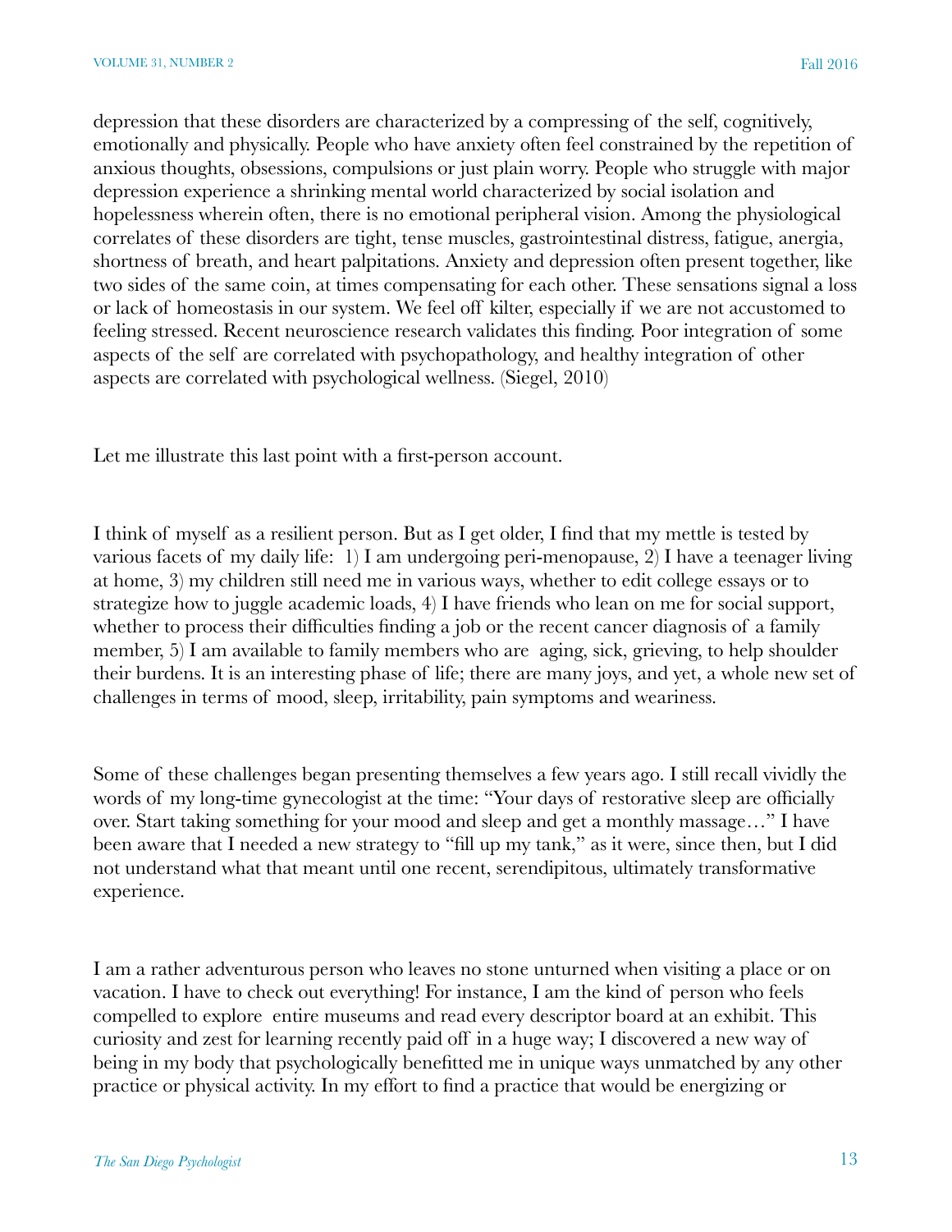depression that these disorders are characterized by a compressing of the self, cognitively, emotionally and physically. People who have anxiety often feel constrained by the repetition of anxious thoughts, obsessions, compulsions or just plain worry. People who struggle with major depression experience a shrinking mental world characterized by social isolation and hopelessness wherein often, there is no emotional peripheral vision. Among the physiological correlates of these disorders are tight, tense muscles, gastrointestinal distress, fatigue, anergia, shortness of breath, and heart palpitations. Anxiety and depression often present together, like two sides of the same coin, at times compensating for each other. These sensations signal a loss or lack of homeostasis in our system. We feel off kilter, especially if we are not accustomed to feeling stressed. Recent neuroscience research validates this finding. Poor integration of some aspects of the self are correlated with psychopathology, and healthy integration of other aspects are correlated with psychological wellness. (Siegel, 2010)

Let me illustrate this last point with a first-person account.

I think of myself as a resilient person. But as I get older, I find that my mettle is tested by various facets of my daily life: 1) I am undergoing peri-menopause, 2) I have a teenager living at home, 3) my children still need me in various ways, whether to edit college essays or to strategize how to juggle academic loads, 4) I have friends who lean on me for social support, whether to process their difficulties finding a job or the recent cancer diagnosis of a family member, 5) I am available to family members who are aging, sick, grieving, to help shoulder their burdens. It is an interesting phase of life; there are many joys, and yet, a whole new set of challenges in terms of mood, sleep, irritability, pain symptoms and weariness.

Some of these challenges began presenting themselves a few years ago. I still recall vividly the words of my long-time gynecologist at the time: "Your days of restorative sleep are officially over. Start taking something for your mood and sleep and get a monthly massage…" I have been aware that I needed a new strategy to "fill up my tank," as it were, since then, but I did not understand what that meant until one recent, serendipitous, ultimately transformative experience.

I am a rather adventurous person who leaves no stone unturned when visiting a place or on vacation. I have to check out everything! For instance, I am the kind of person who feels compelled to explore entire museums and read every descriptor board at an exhibit. This curiosity and zest for learning recently paid off in a huge way; I discovered a new way of being in my body that psychologically benefitted me in unique ways unmatched by any other practice or physical activity. In my effort to find a practice that would be energizing or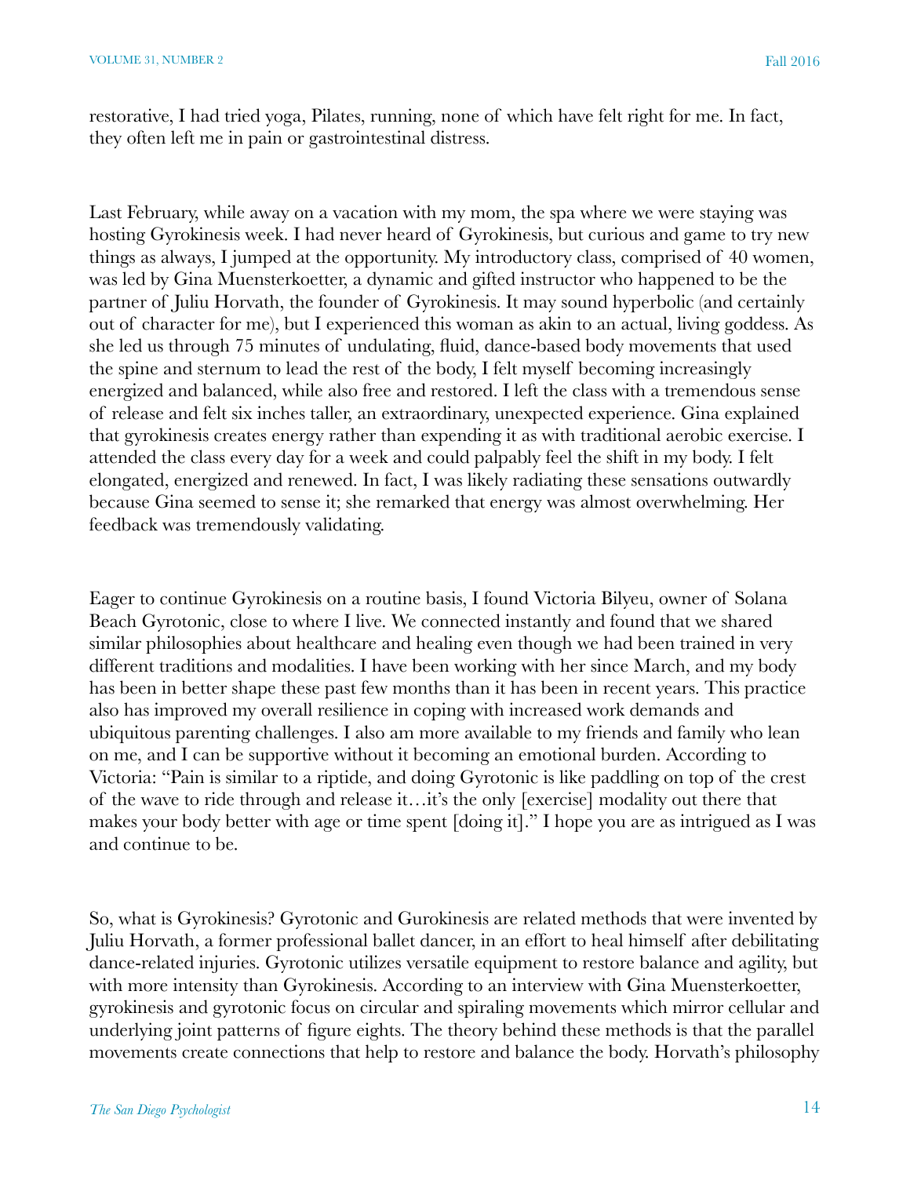restorative, I had tried yoga, Pilates, running, none of which have felt right for me. In fact, they often left me in pain or gastrointestinal distress.

Last February, while away on a vacation with my mom, the spa where we were staying was hosting Gyrokinesis week. I had never heard of Gyrokinesis, but curious and game to try new things as always, I jumped at the opportunity. My introductory class, comprised of 40 women, was led by Gina Muensterkoetter, a dynamic and gifted instructor who happened to be the partner of Juliu Horvath, the founder of Gyrokinesis. It may sound hyperbolic (and certainly out of character for me), but I experienced this woman as akin to an actual, living goddess. As she led us through 75 minutes of undulating, fluid, dance-based body movements that used the spine and sternum to lead the rest of the body, I felt myself becoming increasingly energized and balanced, while also free and restored. I left the class with a tremendous sense of release and felt six inches taller, an extraordinary, unexpected experience. Gina explained that gyrokinesis creates energy rather than expending it as with traditional aerobic exercise. I attended the class every day for a week and could palpably feel the shift in my body. I felt elongated, energized and renewed. In fact, I was likely radiating these sensations outwardly because Gina seemed to sense it; she remarked that energy was almost overwhelming. Her feedback was tremendously validating.

Eager to continue Gyrokinesis on a routine basis, I found Victoria Bilyeu, owner of Solana Beach Gyrotonic, close to where I live. We connected instantly and found that we shared similar philosophies about healthcare and healing even though we had been trained in very different traditions and modalities. I have been working with her since March, and my body has been in better shape these past few months than it has been in recent years. This practice also has improved my overall resilience in coping with increased work demands and ubiquitous parenting challenges. I also am more available to my friends and family who lean on me, and I can be supportive without it becoming an emotional burden. According to Victoria: "Pain is similar to a riptide, and doing Gyrotonic is like paddling on top of the crest of the wave to ride through and release it…it's the only [exercise] modality out there that makes your body better with age or time spent [doing it]." I hope you are as intrigued as I was and continue to be.

So, what is Gyrokinesis? Gyrotonic and Gurokinesis are related methods that were invented by Juliu Horvath, a former professional ballet dancer, in an effort to heal himself after debilitating dance-related injuries. Gyrotonic utilizes versatile equipment to restore balance and agility, but with more intensity than Gyrokinesis. According to an interview with Gina Muensterkoetter, gyrokinesis and gyrotonic focus on circular and spiraling movements which mirror cellular and underlying joint patterns of figure eights. The theory behind these methods is that the parallel movements create connections that help to restore and balance the body. Horvath's philosophy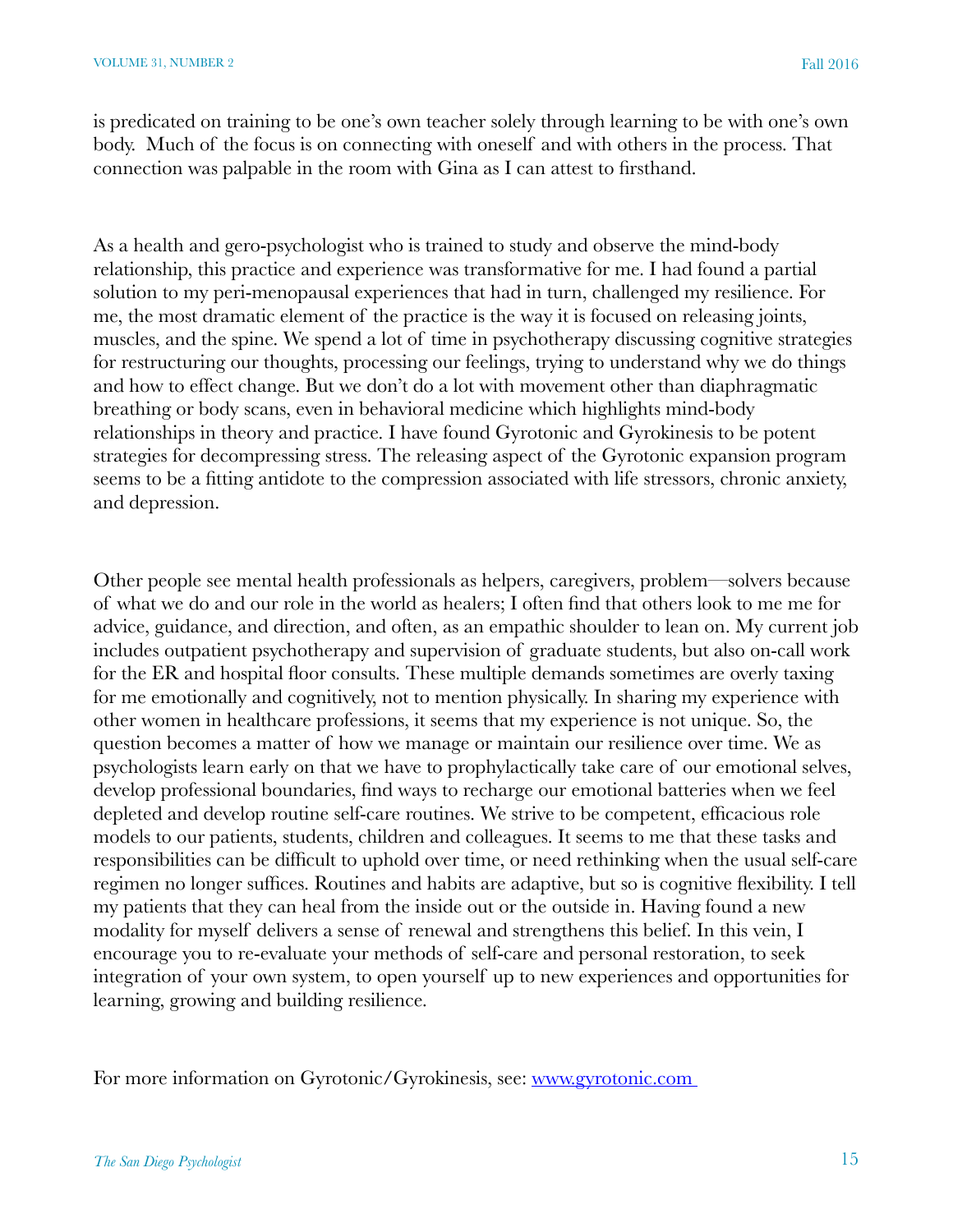is predicated on training to be one's own teacher solely through learning to be with one's own body. Much of the focus is on connecting with oneself and with others in the process. That connection was palpable in the room with Gina as I can attest to firsthand.

As a health and gero-psychologist who is trained to study and observe the mind-body relationship, this practice and experience was transformative for me. I had found a partial solution to my peri-menopausal experiences that had in turn, challenged my resilience. For me, the most dramatic element of the practice is the way it is focused on releasing joints, muscles, and the spine. We spend a lot of time in psychotherapy discussing cognitive strategies for restructuring our thoughts, processing our feelings, trying to understand why we do things and how to effect change. But we don't do a lot with movement other than diaphragmatic breathing or body scans, even in behavioral medicine which highlights mind-body relationships in theory and practice. I have found Gyrotonic and Gyrokinesis to be potent strategies for decompressing stress. The releasing aspect of the Gyrotonic expansion program seems to be a fitting antidote to the compression associated with life stressors, chronic anxiety, and depression.

Other people see mental health professionals as helpers, caregivers, problem—solvers because of what we do and our role in the world as healers; I often find that others look to me me for advice, guidance, and direction, and often, as an empathic shoulder to lean on. My current job includes outpatient psychotherapy and supervision of graduate students, but also on-call work for the ER and hospital floor consults. These multiple demands sometimes are overly taxing for me emotionally and cognitively, not to mention physically. In sharing my experience with other women in healthcare professions, it seems that my experience is not unique. So, the question becomes a matter of how we manage or maintain our resilience over time. We as psychologists learn early on that we have to prophylactically take care of our emotional selves, develop professional boundaries, find ways to recharge our emotional batteries when we feel depleted and develop routine self-care routines. We strive to be competent, efficacious role models to our patients, students, children and colleagues. It seems to me that these tasks and responsibilities can be difficult to uphold over time, or need rethinking when the usual self-care regimen no longer suffices. Routines and habits are adaptive, but so is cognitive flexibility. I tell my patients that they can heal from the inside out or the outside in. Having found a new modality for myself delivers a sense of renewal and strengthens this belief. In this vein, I encourage you to re-evaluate your methods of self-care and personal restoration, to seek integration of your own system, to open yourself up to new experiences and opportunities for learning, growing and building resilience.

For more information on Gyrotonic/Gyrokinesis, see: [www.gyrotonic.com](http://www.gyrotonic.com)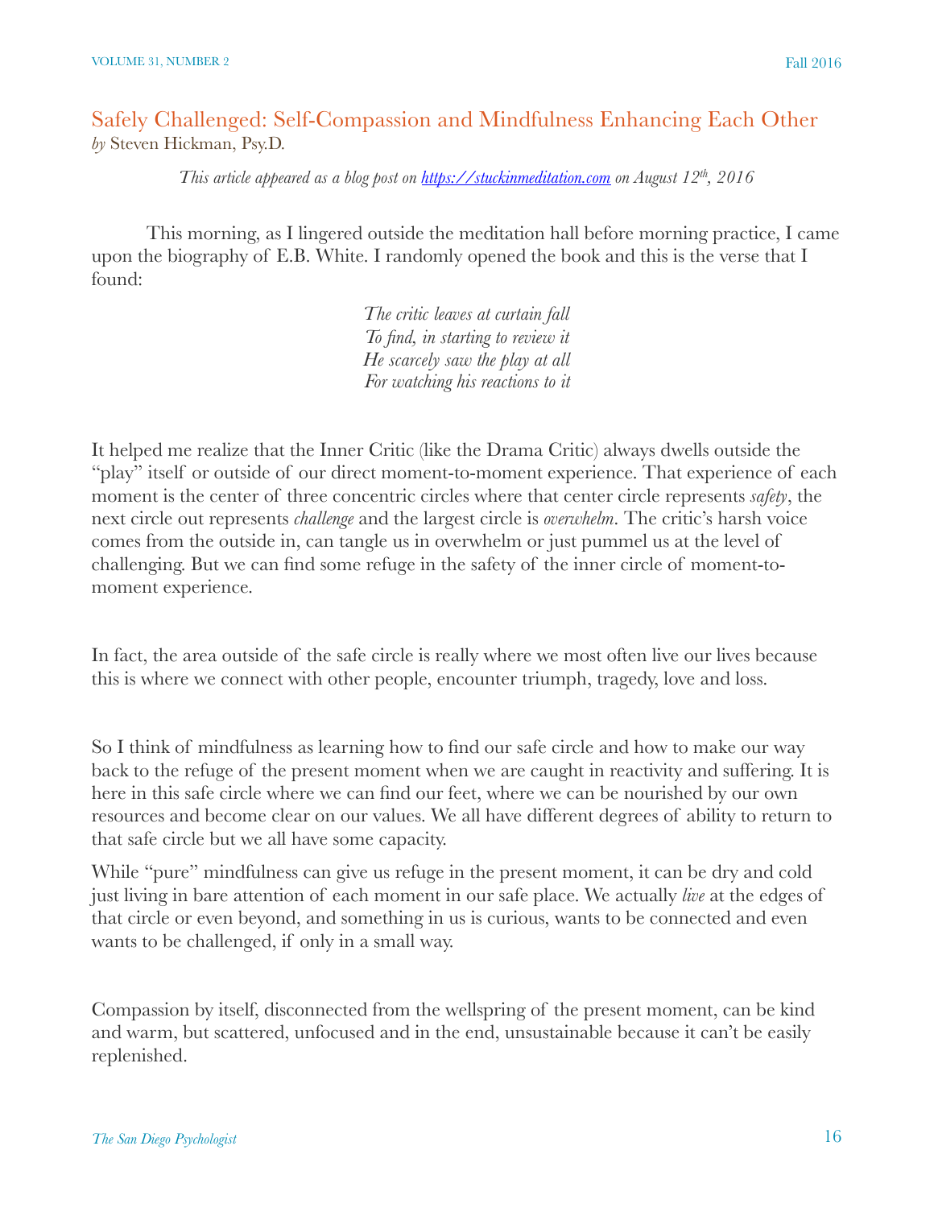## Safely Challenged: Self-Compassion and Mindfulness Enhancing Each Other

*by* Steven Hickman, Psy.D.

*This article appeared as a blog post on https://stuckinmeditation.com on August 12th, 2016*

This morning, as I lingered outside the meditation hall before morning practice, I came upon the biography of E.B. White. I randomly opened the book and this is the verse that I found:

*The critic leaves at curtain fall*
*To find, in starting to review it*
*He scarcely saw the play at all*
*For watching his reactions to it*

It helped me realize that the Inner Critic (like the Drama Critic) always dwells outside the "play" itself or outside of our direct moment-to-moment experience. That experience of each moment is the center of three concentric circles where that center circle represents *safety*, the next circle out represents *challenge* and the largest circle is *overwhelm*. The critic's harsh voice comes from the outside in, can tangle us in overwhelm or just pummel us at the level of challenging. But we can find some refuge in the safety of the inner circle of moment-to-moment experience.

In fact, the area outside of the safe circle is really where we most often live our lives because this is where we connect with other people, encounter triumph, tragedy, love and loss.

So I think of mindfulness as learning how to find our safe circle and how to make our way back to the refuge of the present moment when we are caught in reactivity and suffering. It is here in this safe circle where we can find our feet, where we can be nourished by our own resources and become clear on our values. We all have different degrees of ability to return to that safe circle but we all have some capacity.

While "pure" mindfulness can give us refuge in the present moment, it can be dry and cold just living in bare attention of each moment in our safe place. We actually *live* at the edges of that circle or even beyond, and something in us is curious, wants to be connected and even wants to be challenged, if only in a small way.

Compassion by itself, disconnected from the wellspring of the present moment, can be kind and warm, but scattered, unfocused and in the end, unsustainable because it can't be easily replenished.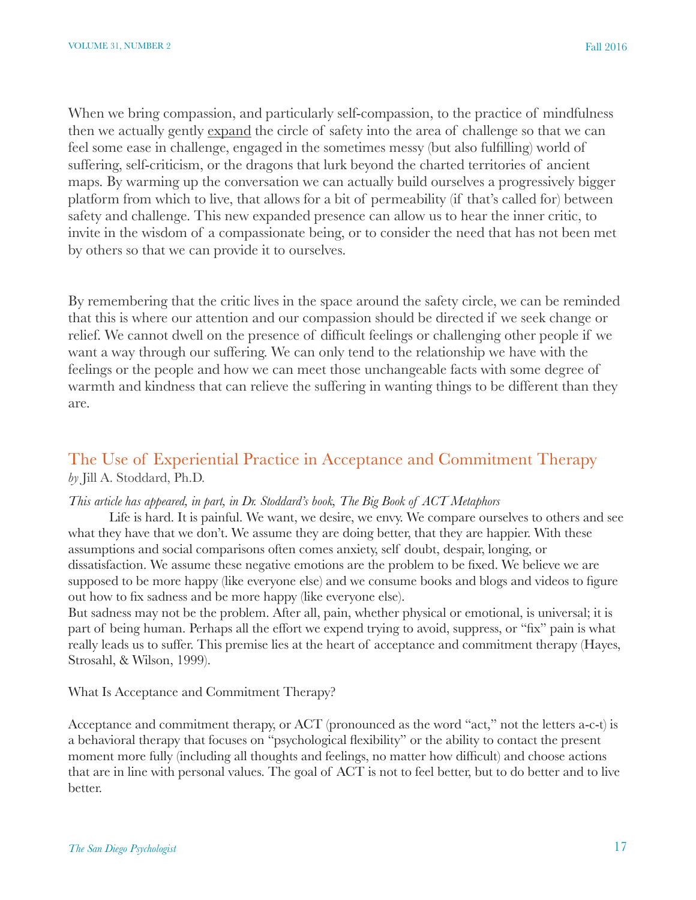When we bring compassion, and particularly self-compassion, to the practice of mindfulness then we actually gently <u>expand</u> the circle of safety into the area of challenge so that we can feel some ease in challenge, engaged in the sometimes messy (but also fulfilling) world of suffering, self-criticism, or the dragons that lurk beyond the charted territories of ancient maps. By warming up the conversation we can actually build ourselves a progressively bigger platform from which to live, that allows for a bit of permeability (if that's called for) between safety and challenge. This new expanded presence can allow us to hear the inner critic, to invite in the wisdom of a compassionate being, or to consider the need that has not been met by others so that we can provide it to ourselves.

By remembering that the critic lives in the space around the safety circle, we can be reminded that this is where our attention and our compassion should be directed if we seek change or relief. We cannot dwell on the presence of difficult feelings or challenging other people if we want a way through our suffering. We can only tend to the relationship we have with the feelings or the people and how we can meet those unchangeable facts with some degree of warmth and kindness that can relieve the suffering in wanting things to be different than they are.

## The Use of Experiential Practice in Acceptance and Commitment Therapy

*by* Jill A. Stoddard, Ph.D.

*This article has appeared, in part, in Dr. Stoddard's book, The Big Book of ACT Metaphors*

Life is hard. It is painful. We want, we desire, we envy. We compare ourselves to others and see what they have that we don't. We assume they are doing better, that they are happier. With these assumptions and social comparisons often comes anxiety, self doubt, despair, longing, or dissatisfaction. We assume these negative emotions are the problem to be fixed. We believe we are supposed to be more happy (like everyone else) and we consume books and blogs and videos to figure out how to fix sadness and be more happy (like everyone else).

But sadness may not be the problem. After all, pain, whether physical or emotional, is universal; it is part of being human. Perhaps all the effort we expend trying to avoid, suppress, or "fix" pain is what really leads us to suffer. This premise lies at the heart of acceptance and commitment therapy (Hayes, Strosahl, & Wilson, 1999).

What Is Acceptance and Commitment Therapy?

Acceptance and commitment therapy, or ACT (pronounced as the word "act," not the letters a-c-t) is a behavioral therapy that focuses on "psychological flexibility" or the ability to contact the present moment more fully (including all thoughts and feelings, no matter how difficult) and choose actions that are in line with personal values. The goal of ACT is not to feel better, but to do better and to live better.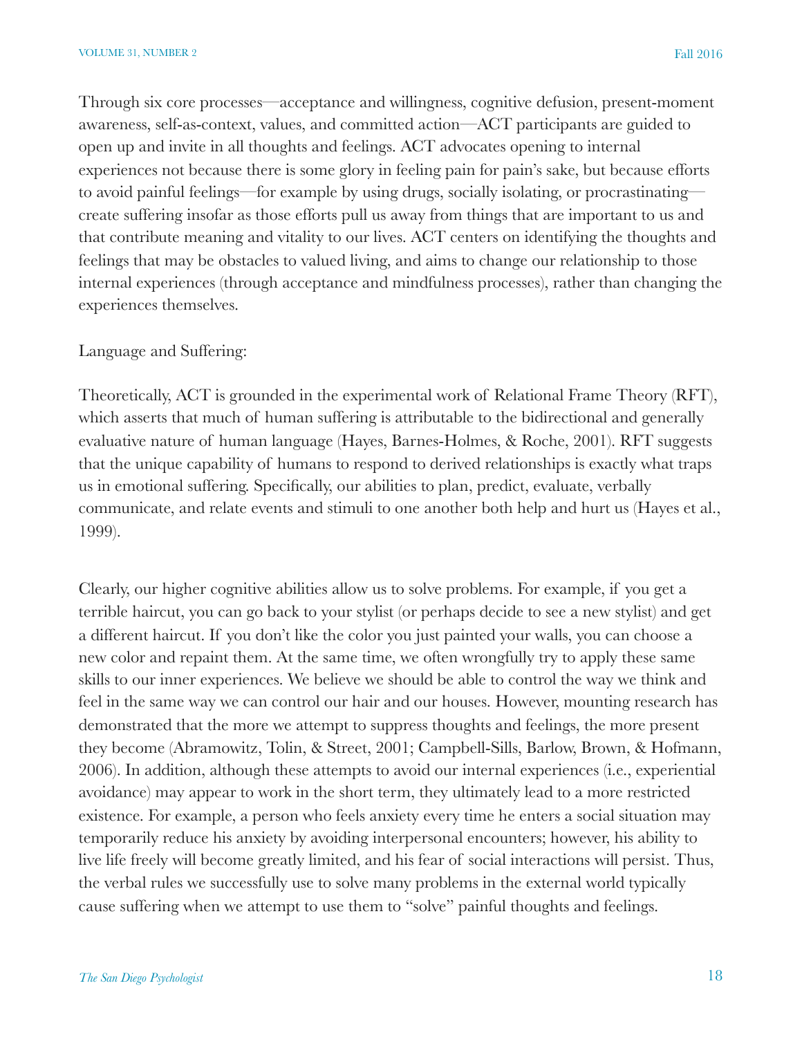Through six core processes—acceptance and willingness, cognitive defusion, present-moment awareness, self-as-context, values, and committed action—ACT participants are guided to open up and invite in all thoughts and feelings. ACT advocates opening to internal experiences not because there is some glory in feeling pain for pain's sake, but because efforts to avoid painful feelings—for example by using drugs, socially isolating, or procrastinating—create suffering insofar as those efforts pull us away from things that are important to us and that contribute meaning and vitality to our lives. ACT centers on identifying the thoughts and feelings that may be obstacles to valued living, and aims to change our relationship to those internal experiences (through acceptance and mindfulness processes), rather than changing the experiences themselves.

Language and Suffering:

Theoretically, ACT is grounded in the experimental work of Relational Frame Theory (RFT), which asserts that much of human suffering is attributable to the bidirectional and generally evaluative nature of human language (Hayes, Barnes-Holmes, & Roche, 2001). RFT suggests that the unique capability of humans to respond to derived relationships is exactly what traps us in emotional suffering. Specifically, our abilities to plan, predict, evaluate, verbally communicate, and relate events and stimuli to one another both help and hurt us (Hayes et al., 1999).

Clearly, our higher cognitive abilities allow us to solve problems. For example, if you get a terrible haircut, you can go back to your stylist (or perhaps decide to see a new stylist) and get a different haircut. If you don't like the color you just painted your walls, you can choose a new color and repaint them. At the same time, we often wrongfully try to apply these same skills to our inner experiences. We believe we should be able to control the way we think and feel in the same way we can control our hair and our houses. However, mounting research has demonstrated that the more we attempt to suppress thoughts and feelings, the more present they become (Abramowitz, Tolin, & Street, 2001; Campbell-Sills, Barlow, Brown, & Hofmann, 2006). In addition, although these attempts to avoid our internal experiences (i.e., experiential avoidance) may appear to work in the short term, they ultimately lead to a more restricted existence. For example, a person who feels anxiety every time he enters a social situation may temporarily reduce his anxiety by avoiding interpersonal encounters; however, his ability to live life freely will become greatly limited, and his fear of social interactions will persist. Thus, the verbal rules we successfully use to solve many problems in the external world typically cause suffering when we attempt to use them to "solve" painful thoughts and feelings.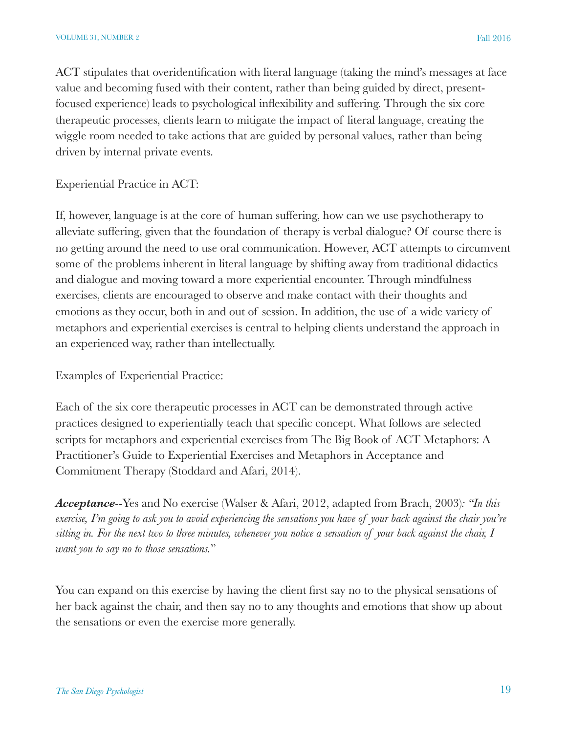ACT stipulates that overidentification with literal language (taking the mind's messages at face value and becoming fused with their content, rather than being guided by direct, present-focused experience) leads to psychological inflexibility and suffering. Through the six core therapeutic processes, clients learn to mitigate the impact of literal language, creating the wiggle room needed to take actions that are guided by personal values, rather than being driven by internal private events.

Experiential Practice in ACT:

If, however, language is at the core of human suffering, how can we use psychotherapy to alleviate suffering, given that the foundation of therapy is verbal dialogue? Of course there is no getting around the need to use oral communication. However, ACT attempts to circumvent some of the problems inherent in literal language by shifting away from traditional didactics and dialogue and moving toward a more experiential encounter. Through mindfulness exercises, clients are encouraged to observe and make contact with their thoughts and emotions as they occur, both in and out of session. In addition, the use of a wide variety of metaphors and experiential exercises is central to helping clients understand the approach in an experienced way, rather than intellectually.

Examples of Experiential Practice:

Each of the six core therapeutic processes in ACT can be demonstrated through active practices designed to experientially teach that specific concept. What follows are selected scripts for metaphors and experiential exercises from The Big Book of ACT Metaphors: A Practitioner's Guide to Experiential Exercises and Metaphors in Acceptance and Commitment Therapy (Stoddard and Afari, 2014).

***Acceptance***--Yes and No exercise (Walser & Afari, 2012, adapted from Brach, 2003)*: "In this exercise, I'm going to ask you to avoid experiencing the sensations you have of your back against the chair you're sitting in. For the next two to three minutes, whenever you notice a sensation of your back against the chair, I want you to say no to those sensations.*"

You can expand on this exercise by having the client first say no to the physical sensations of her back against the chair, and then say no to any thoughts and emotions that show up about the sensations or even the exercise more generally.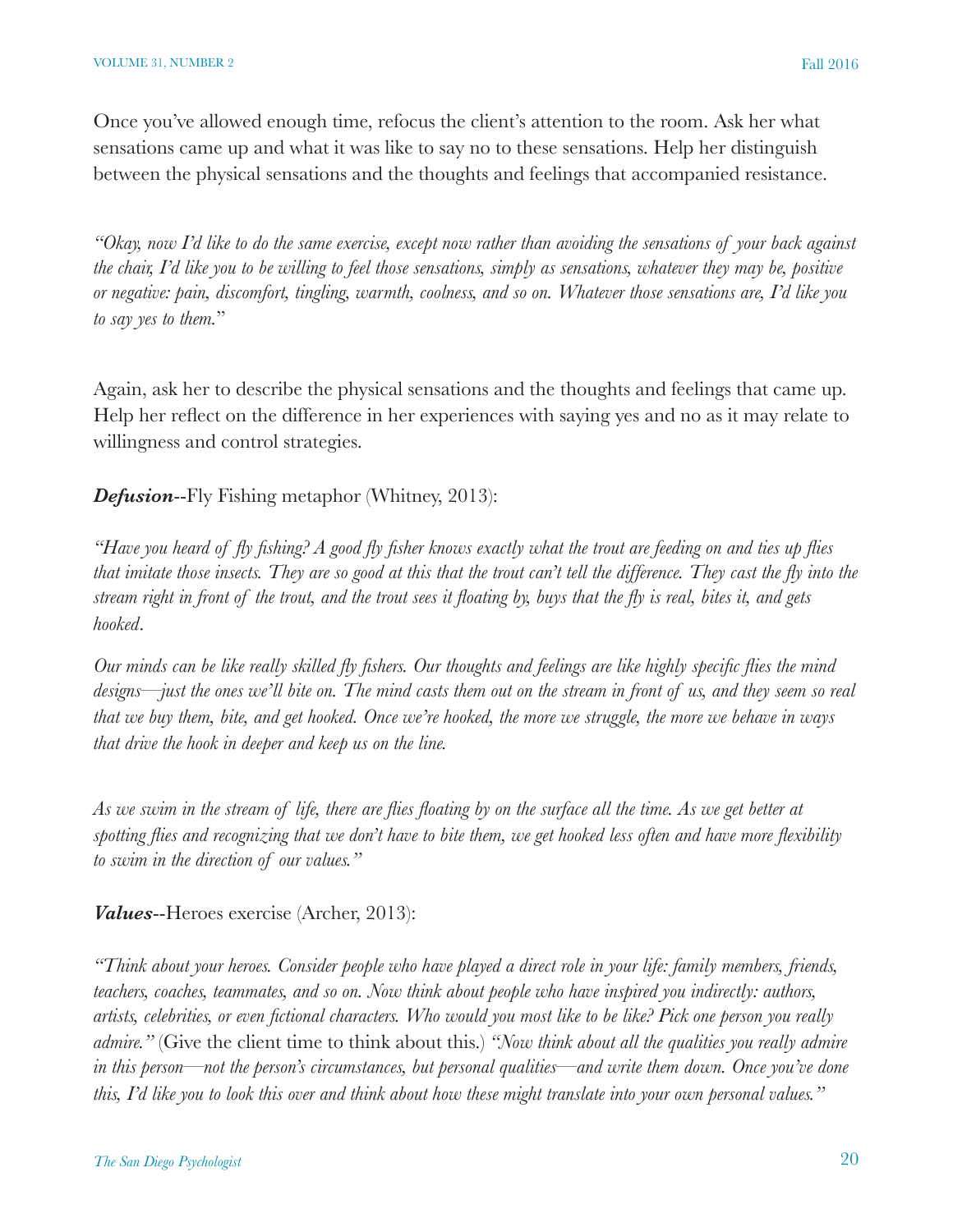Once you've allowed enough time, refocus the client's attention to the room. Ask her what sensations came up and what it was like to say no to these sensations. Help her distinguish between the physical sensations and the thoughts and feelings that accompanied resistance.

*"Okay, now I'd like to do the same exercise, except now rather than avoiding the sensations of your back against the chair, I'd like you to be willing to feel those sensations, simply as sensations, whatever they may be, positive or negative: pain, discomfort, tingling, warmth, coolness, and so on. Whatever those sensations are, I'd like you to say yes to them.*"

Again, ask her to describe the physical sensations and the thoughts and feelings that came up. Help her reflect on the difference in her experiences with saying yes and no as it may relate to willingness and control strategies.

***Defusion***--Fly Fishing metaphor (Whitney, 2013):

*"Have you heard of fly fishing? A good fly fisher knows exactly what the trout are feeding on and ties up flies that imitate those insects. They are so good at this that the trout can't tell the difference. They cast the fly into the stream right in front of the trout, and the trout sees it floating by, buys that the fly is real, bites it, and gets hooked*.

*Our minds can be like really skilled fly fishers. Our thoughts and feelings are like highly specific flies the mind designs—just the ones we'll bite on. The mind casts them out on the stream in front of us, and they seem so real that we buy them, bite, and get hooked. Once we're hooked, the more we struggle, the more we behave in ways that drive the hook in deeper and keep us on the line.*

*As we swim in the stream of life, there are flies floating by on the surface all the time. As we get better at spotting flies and recognizing that we don't have to bite them, we get hooked less often and have more flexibility to swim in the direction of our values."*

***Values***--Heroes exercise (Archer, 2013):

*"Think about your heroes. Consider people who have played a direct role in your life: family members, friends, teachers, coaches, teammates, and so on. Now think about people who have inspired you indirectly: authors, artists, celebrities, or even fictional characters. Who would you most like to be like? Pick one person you really admire."* (Give the client time to think about this.) *"Now think about all the qualities you really admire in this person—not the person's circumstances, but personal qualities—and write them down. Once you've done this, I'd like you to look this over and think about how these might translate into your own personal values."*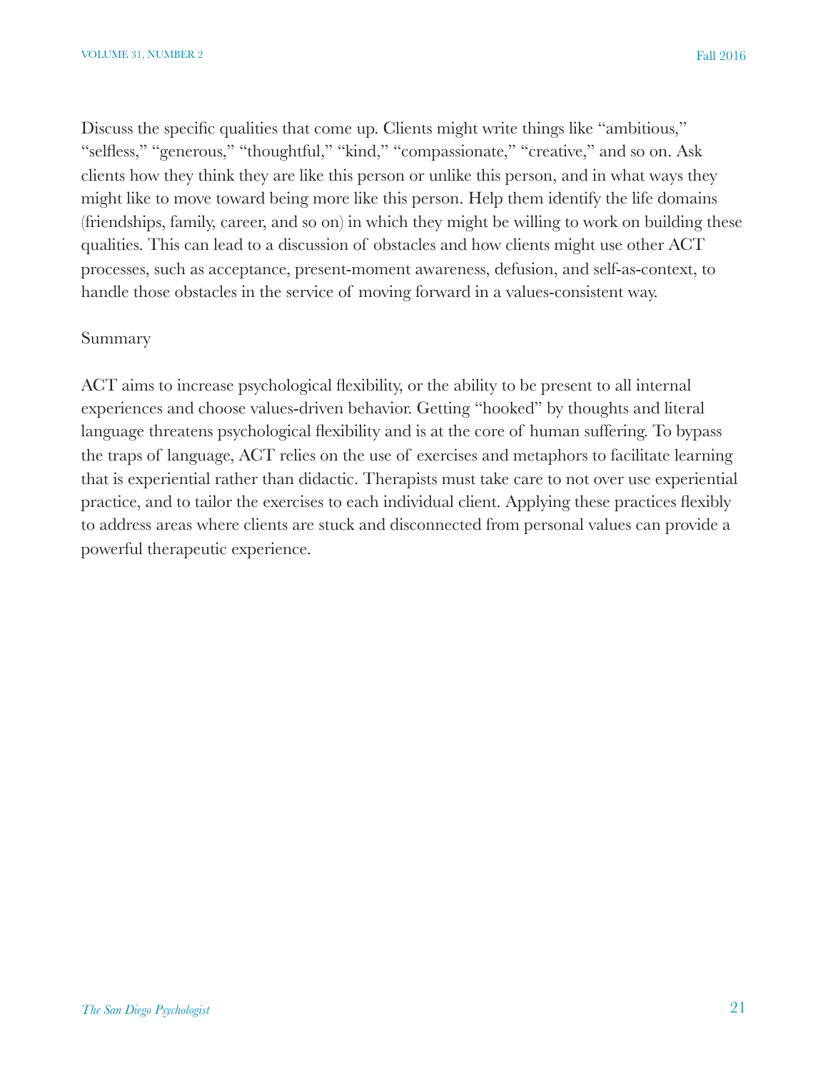Discuss the specific qualities that come up. Clients might write things like “ambitious,” “selfless,” “generous,” “thoughtful,” “kind,” “compassionate,” “creative,” and so on. Ask clients how they think they are like this person or unlike this person, and in what ways they might like to move toward being more like this person. Help them identify the life domains (friendships, family, career, and so on) in which they might be willing to work on building these qualities. This can lead to a discussion of obstacles and how clients might use other ACT processes, such as acceptance, present-moment awareness, defusion, and self-as-context, to handle those obstacles in the service of moving forward in a values-consistent way.

## Summary

ACT aims to increase psychological flexibility, or the ability to be present to all internal experiences and choose values-driven behavior. Getting “hooked” by thoughts and literal language threatens psychological flexibility and is at the core of human suffering. To bypass the traps of language, ACT relies on the use of exercises and metaphors to facilitate learning that is experiential rather than didactic. Therapists must take care to not over use experiential practice, and to tailor the exercises to each individual client. Applying these practices flexibly to address areas where clients are stuck and disconnected from personal values can provide a powerful therapeutic experience.